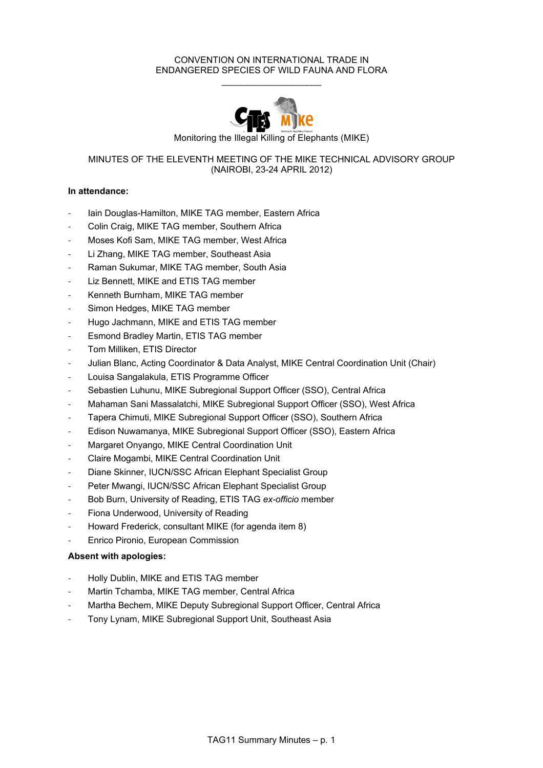CONVENTION ON INTERNATIONAL TRADE IN
ENDANGERED SPECIES OF WILD FAUNA AND FLORA

\_\_\_\_\_\_\_\_\_\_\_\_\_\_\_\_\_\_\_\_

Monitoring the Illegal Killing of Elephants (MIKE)

# MINUTES OF THE ELEVENTH MEETING OF THE MIKE TECHNICAL ADVISORY GROUP (NAIROBI, 23-24 APRIL 2012)

**In attendance:**

- Iain Douglas-Hamilton, MIKE TAG member, Eastern Africa
- Colin Craig, MIKE TAG member, Southern Africa
- Moses Kofi Sam, MIKE TAG member, West Africa
- Li Zhang, MIKE TAG member, Southeast Asia
- Raman Sukumar, MIKE TAG member, South Asia
- Liz Bennett, MIKE and ETIS TAG member
- Kenneth Burnham, MIKE TAG member
- Simon Hedges, MIKE TAG member
- Hugo Jachmann, MIKE and ETIS TAG member
- Esmond Bradley Martin, ETIS TAG member
- Tom Milliken, ETIS Director
- Julian Blanc, Acting Coordinator & Data Analyst, MIKE Central Coordination Unit (Chair)
- Louisa Sangalakula, ETIS Programme Officer
- Sebastien Luhunu, MIKE Subregional Support Officer (SSO), Central Africa
- Mahaman Sani Massalatchi, MIKE Subregional Support Officer (SSO), West Africa
- Tapera Chimuti, MIKE Subregional Support Officer (SSO), Southern Africa
- Edison Nuwamanya, MIKE Subregional Support Officer (SSO), Eastern Africa
- Margaret Onyango, MIKE Central Coordination Unit
- Claire Mogambi, MIKE Central Coordination Unit
- Diane Skinner, IUCN/SSC African Elephant Specialist Group
- Peter Mwangi, IUCN/SSC African Elephant Specialist Group
- Bob Burn, University of Reading, ETIS TAG *ex-officio* member
- Fiona Underwood, University of Reading
- Howard Frederick, consultant MIKE (for agenda item 8)
- Enrico Pironio, European Commission

**Absent with apologies:**

- Holly Dublin, MIKE and ETIS TAG member
- Martin Tchamba, MIKE TAG member, Central Africa
- Martha Bechem, MIKE Deputy Subregional Support Officer, Central Africa
- Tony Lynam, MIKE Subregional Support Unit, Southeast Asia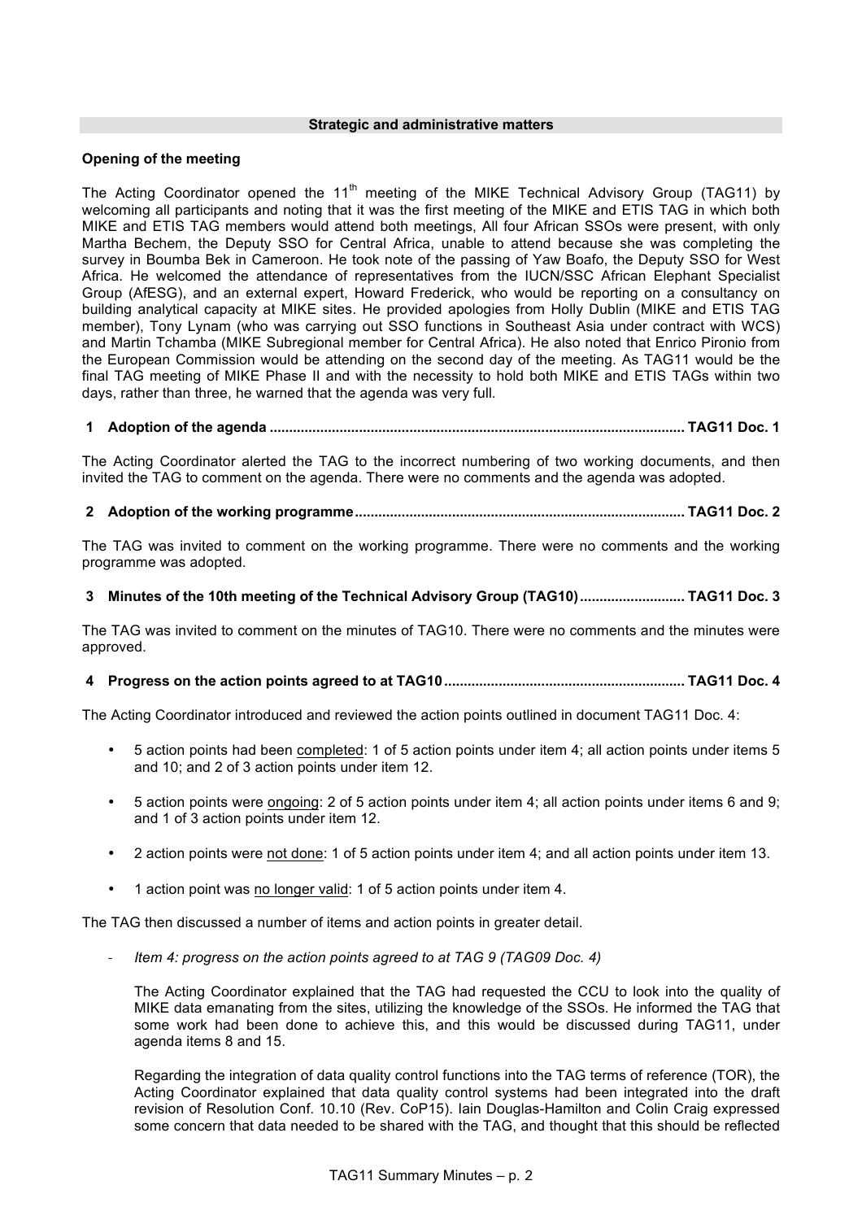## Strategic and administrative matters

**Opening of the meeting**

The Acting Coordinator opened the 11th meeting of the MIKE Technical Advisory Group (TAG11) by welcoming all participants and noting that it was the first meeting of the MIKE and ETIS TAG in which both MIKE and ETIS TAG members would attend both meetings, All four African SSOs were present, with only Martha Bechem, the Deputy SSO for Central Africa, unable to attend because she was completing the survey in Boumba Bek in Cameroon. He took note of the passing of Yaw Boafo, the Deputy SSO for West Africa. He welcomed the attendance of representatives from the IUCN/SSC African Elephant Specialist Group (AfESG), and an external expert, Howard Frederick, who would be reporting on a consultancy on building analytical capacity at MIKE sites. He provided apologies from Holly Dublin (MIKE and ETIS TAG member), Tony Lynam (who was carrying out SSO functions in Southeast Asia under contract with WCS) and Martin Tchamba (MIKE Subregional member for Central Africa). He also noted that Enrico Pironio from the European Commission would be attending on the second day of the meeting. As TAG11 would be the final TAG meeting of MIKE Phase II and with the necessity to hold both MIKE and ETIS TAGs within two days, rather than three, he warned that the agenda was very full.

**1 Adoption of the agenda ........................................................................................................ TAG11 Doc. 1**

The Acting Coordinator alerted the TAG to the incorrect numbering of two working documents, and then invited the TAG to comment on the agenda. There were no comments and the agenda was adopted.

**2 Adoption of the working programme.................................................................................. TAG11 Doc. 2**

The TAG was invited to comment on the working programme. There were no comments and the working programme was adopted.

**3 Minutes of the 10th meeting of the Technical Advisory Group (TAG10).......................... TAG11 Doc. 3**

The TAG was invited to comment on the minutes of TAG10. There were no comments and the minutes were approved.

**4 Progress on the action points agreed to at TAG10............................................................ TAG11 Doc. 4**

The Acting Coordinator introduced and reviewed the action points outlined in document TAG11 Doc. 4:

- 5 action points had been completed: 1 of 5 action points under item 4; all action points under items 5 and 10; and 2 of 3 action points under item 12.
- 5 action points were ongoing: 2 of 5 action points under item 4; all action points under items 6 and 9; and 1 of 3 action points under item 12.
- 2 action points were not done: 1 of 5 action points under item 4; and all action points under item 13.
- 1 action point was no longer valid: 1 of 5 action points under item 4.

The TAG then discussed a number of items and action points in greater detail.

- *Item 4: progress on the action points agreed to at TAG 9 (TAG09 Doc. 4)*

  The Acting Coordinator explained that the TAG had requested the CCU to look into the quality of MIKE data emanating from the sites, utilizing the knowledge of the SSOs. He informed the TAG that some work had been done to achieve this, and this would be discussed during TAG11, under agenda items 8 and 15.

  Regarding the integration of data quality control functions into the TAG terms of reference (TOR), the Acting Coordinator explained that data quality control systems had been integrated into the draft revision of Resolution Conf. 10.10 (Rev. CoP15). Iain Douglas-Hamilton and Colin Craig expressed some concern that data needed to be shared with the TAG, and thought that this should be reflected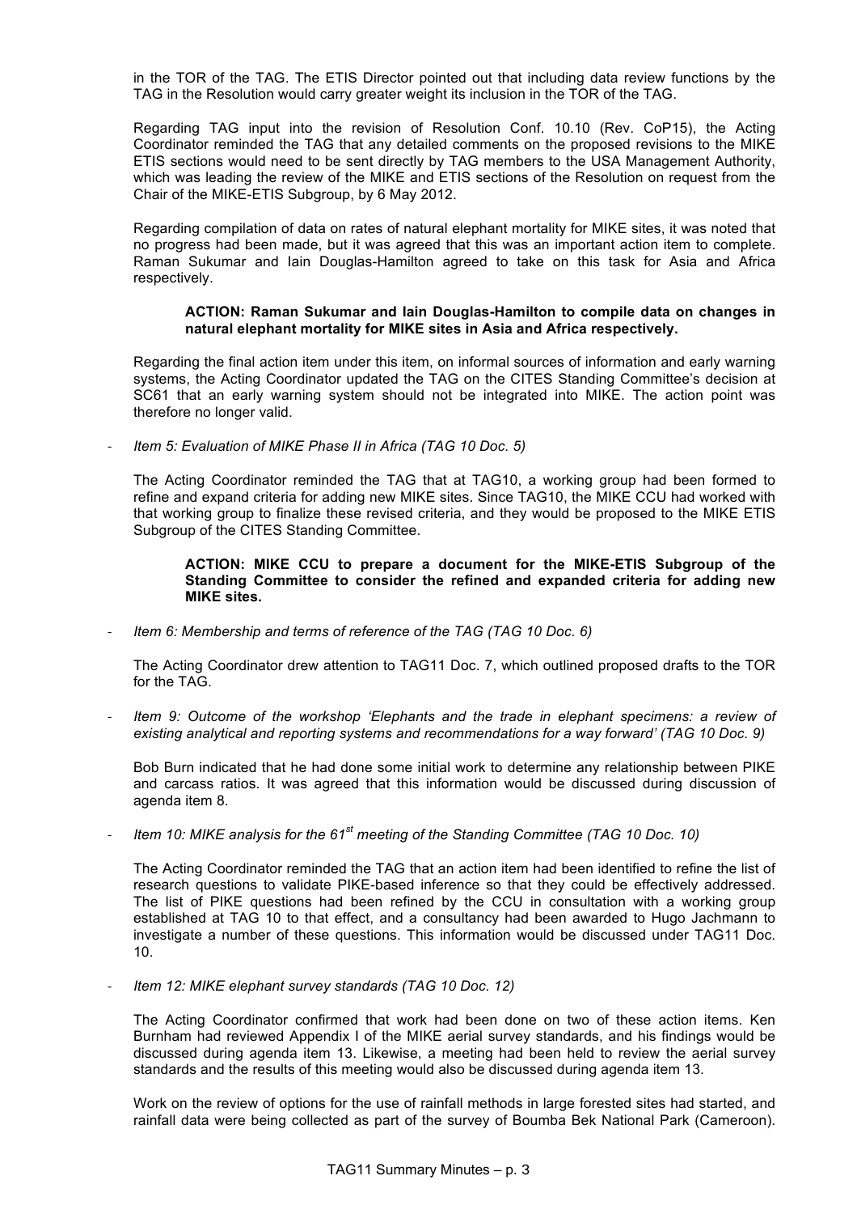in the TOR of the TAG. The ETIS Director pointed out that including data review functions by the TAG in the Resolution would carry greater weight its inclusion in the TOR of the TAG.

Regarding TAG input into the revision of Resolution Conf. 10.10 (Rev. CoP15), the Acting Coordinator reminded the TAG that any detailed comments on the proposed revisions to the MIKE ETIS sections would need to be sent directly by TAG members to the USA Management Authority, which was leading the review of the MIKE and ETIS sections of the Resolution on request from the Chair of the MIKE-ETIS Subgroup, by 6 May 2012.

Regarding compilation of data on rates of natural elephant mortality for MIKE sites, it was noted that no progress had been made, but it was agreed that this was an important action item to complete. Raman Sukumar and Iain Douglas-Hamilton agreed to take on this task for Asia and Africa respectively.

> **ACTION: Raman Sukumar and Iain Douglas-Hamilton to compile data on changes in natural elephant mortality for MIKE sites in Asia and Africa respectively.**

Regarding the final action item under this item, on informal sources of information and early warning systems, the Acting Coordinator updated the TAG on the CITES Standing Committee's decision at SC61 that an early warning system should not be integrated into MIKE. The action point was therefore no longer valid.

- *Item 5: Evaluation of MIKE Phase II in Africa (TAG 10 Doc. 5)*

The Acting Coordinator reminded the TAG that at TAG10, a working group had been formed to refine and expand criteria for adding new MIKE sites. Since TAG10, the MIKE CCU had worked with that working group to finalize these revised criteria, and they would be proposed to the MIKE ETIS Subgroup of the CITES Standing Committee.

> **ACTION: MIKE CCU to prepare a document for the MIKE-ETIS Subgroup of the Standing Committee to consider the refined and expanded criteria for adding new MIKE sites.**

- *Item 6: Membership and terms of reference of the TAG (TAG 10 Doc. 6)*

The Acting Coordinator drew attention to TAG11 Doc. 7, which outlined proposed drafts to the TOR for the TAG.

- *Item 9: Outcome of the workshop 'Elephants and the trade in elephant specimens: a review of existing analytical and reporting systems and recommendations for a way forward' (TAG 10 Doc. 9)*

Bob Burn indicated that he had done some initial work to determine any relationship between PIKE and carcass ratios. It was agreed that this information would be discussed during discussion of agenda item 8.

- *Item 10: MIKE analysis for the 61st meeting of the Standing Committee (TAG 10 Doc. 10)*

The Acting Coordinator reminded the TAG that an action item had been identified to refine the list of research questions to validate PIKE-based inference so that they could be effectively addressed. The list of PIKE questions had been refined by the CCU in consultation with a working group established at TAG 10 to that effect, and a consultancy had been awarded to Hugo Jachmann to investigate a number of these questions. This information would be discussed under TAG11 Doc. 10.

- *Item 12: MIKE elephant survey standards (TAG 10 Doc. 12)*

The Acting Coordinator confirmed that work had been done on two of these action items. Ken Burnham had reviewed Appendix I of the MIKE aerial survey standards, and his findings would be discussed during agenda item 13. Likewise, a meeting had been held to review the aerial survey standards and the results of this meeting would also be discussed during agenda item 13.

Work on the review of options for the use of rainfall methods in large forested sites had started, and rainfall data were being collected as part of the survey of Boumba Bek National Park (Cameroon).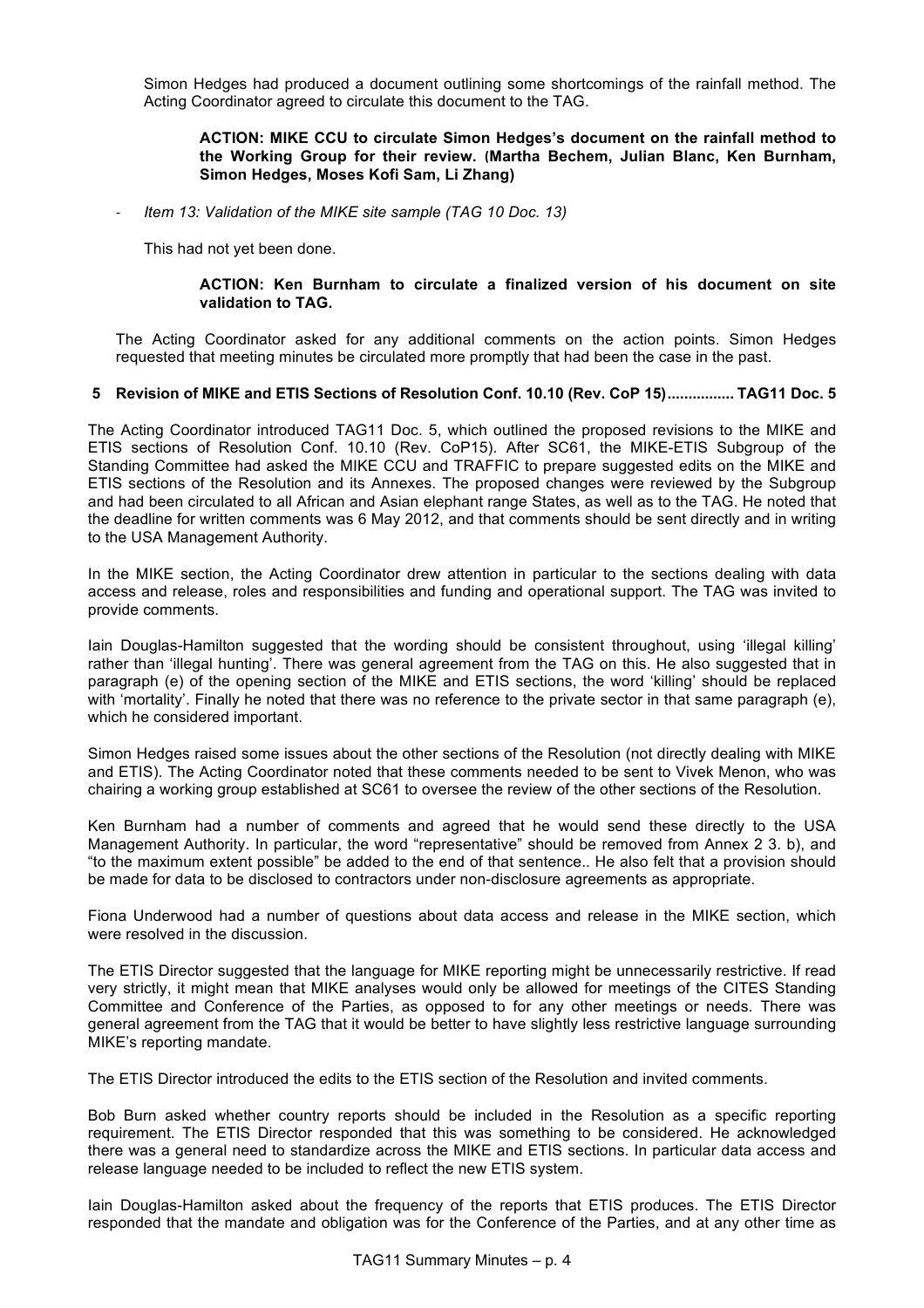Simon Hedges had produced a document outlining some shortcomings of the rainfall method. The Acting Coordinator agreed to circulate this document to the TAG.

> **ACTION: MIKE CCU to circulate Simon Hedges's document on the rainfall method to the Working Group for their review. (Martha Bechem, Julian Blanc, Ken Burnham, Simon Hedges, Moses Kofi Sam, Li Zhang)**

- *Item 13: Validation of the MIKE site sample (TAG 10 Doc. 13)*

This had not yet been done.

> **ACTION: Ken Burnham to circulate a finalized version of his document on site validation to TAG.**

The Acting Coordinator asked for any additional comments on the action points. Simon Hedges requested that meeting minutes be circulated more promptly that had been the case in the past.

## 5 Revision of MIKE and ETIS Sections of Resolution Conf. 10.10 (Rev. CoP 15)................ TAG11 Doc. 5

The Acting Coordinator introduced TAG11 Doc. 5, which outlined the proposed revisions to the MIKE and ETIS sections of Resolution Conf. 10.10 (Rev. CoP15). After SC61, the MIKE-ETIS Subgroup of the Standing Committee had asked the MIKE CCU and TRAFFIC to prepare suggested edits on the MIKE and ETIS sections of the Resolution and its Annexes. The proposed changes were reviewed by the Subgroup and had been circulated to all African and Asian elephant range States, as well as to the TAG. He noted that the deadline for written comments was 6 May 2012, and that comments should be sent directly and in writing to the USA Management Authority.

In the MIKE section, the Acting Coordinator drew attention in particular to the sections dealing with data access and release, roles and responsibilities and funding and operational support. The TAG was invited to provide comments.

Iain Douglas-Hamilton suggested that the wording should be consistent throughout, using 'illegal killing' rather than 'illegal hunting'. There was general agreement from the TAG on this. He also suggested that in paragraph (e) of the opening section of the MIKE and ETIS sections, the word 'killing' should be replaced with 'mortality'. Finally he noted that there was no reference to the private sector in that same paragraph (e), which he considered important.

Simon Hedges raised some issues about the other sections of the Resolution (not directly dealing with MIKE and ETIS). The Acting Coordinator noted that these comments needed to be sent to Vivek Menon, who was chairing a working group established at SC61 to oversee the review of the other sections of the Resolution.

Ken Burnham had a number of comments and agreed that he would send these directly to the USA Management Authority. In particular, the word "representative" should be removed from Annex 2 3. b), and "to the maximum extent possible" be added to the end of that sentence.. He also felt that a provision should be made for data to be disclosed to contractors under non-disclosure agreements as appropriate.

Fiona Underwood had a number of questions about data access and release in the MIKE section, which were resolved in the discussion.

The ETIS Director suggested that the language for MIKE reporting might be unnecessarily restrictive. If read very strictly, it might mean that MIKE analyses would only be allowed for meetings of the CITES Standing Committee and Conference of the Parties, as opposed to for any other meetings or needs. There was general agreement from the TAG that it would be better to have slightly less restrictive language surrounding MIKE's reporting mandate.

The ETIS Director introduced the edits to the ETIS section of the Resolution and invited comments.

Bob Burn asked whether country reports should be included in the Resolution as a specific reporting requirement. The ETIS Director responded that this was something to be considered. He acknowledged there was a general need to standardize across the MIKE and ETIS sections. In particular data access and release language needed to be included to reflect the new ETIS system.

Iain Douglas-Hamilton asked about the frequency of the reports that ETIS produces. The ETIS Director responded that the mandate and obligation was for the Conference of the Parties, and at any other time as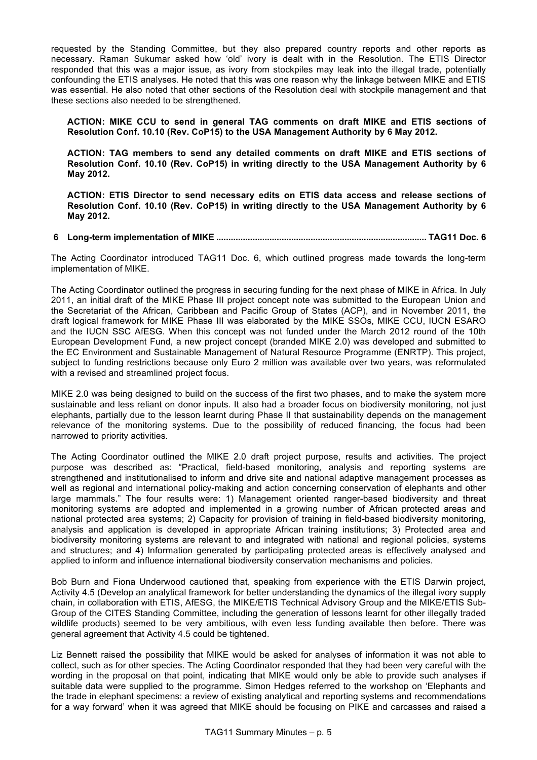requested by the Standing Committee, but they also prepared country reports and other reports as necessary. Raman Sukumar asked how 'old' ivory is dealt with in the Resolution. The ETIS Director responded that this was a major issue, as ivory from stockpiles may leak into the illegal trade, potentially confounding the ETIS analyses. He noted that this was one reason why the linkage between MIKE and ETIS was essential. He also noted that other sections of the Resolution deal with stockpile management and that these sections also needed to be strengthened.

**ACTION: MIKE CCU to send in general TAG comments on draft MIKE and ETIS sections of Resolution Conf. 10.10 (Rev. CoP15) to the USA Management Authority by 6 May 2012.**

**ACTION: TAG members to send any detailed comments on draft MIKE and ETIS sections of Resolution Conf. 10.10 (Rev. CoP15) in writing directly to the USA Management Authority by 6 May 2012.**

**ACTION: ETIS Director to send necessary edits on ETIS data access and release sections of Resolution Conf. 10.10 (Rev. CoP15) in writing directly to the USA Management Authority by 6 May 2012.**

## 6 Long-term implementation of MIKE ..................................................................................... TAG11 Doc. 6

The Acting Coordinator introduced TAG11 Doc. 6, which outlined progress made towards the long-term implementation of MIKE.

The Acting Coordinator outlined the progress in securing funding for the next phase of MIKE in Africa. In July 2011, an initial draft of the MIKE Phase III project concept note was submitted to the European Union and the Secretariat of the African, Caribbean and Pacific Group of States (ACP), and in November 2011, the draft logical framework for MIKE Phase III was elaborated by the MIKE SSOs, MIKE CCU, IUCN ESARO and the IUCN SSC AfESG. When this concept was not funded under the March 2012 round of the 10th European Development Fund, a new project concept (branded MIKE 2.0) was developed and submitted to the EC Environment and Sustainable Management of Natural Resource Programme (ENRTP). This project, subject to funding restrictions because only Euro 2 million was available over two years, was reformulated with a revised and streamlined project focus.

MIKE 2.0 was being designed to build on the success of the first two phases, and to make the system more sustainable and less reliant on donor inputs. It also had a broader focus on biodiversity monitoring, not just elephants, partially due to the lesson learnt during Phase II that sustainability depends on the management relevance of the monitoring systems. Due to the possibility of reduced financing, the focus had been narrowed to priority activities.

The Acting Coordinator outlined the MIKE 2.0 draft project purpose, results and activities. The project purpose was described as: "Practical, field-based monitoring, analysis and reporting systems are strengthened and institutionalised to inform and drive site and national adaptive management processes as well as regional and international policy-making and action concerning conservation of elephants and other large mammals." The four results were: 1) Management oriented ranger-based biodiversity and threat monitoring systems are adopted and implemented in a growing number of African protected areas and national protected area systems; 2) Capacity for provision of training in field-based biodiversity monitoring, analysis and application is developed in appropriate African training institutions; 3) Protected area and biodiversity monitoring systems are relevant to and integrated with national and regional policies, systems and structures; and 4) Information generated by participating protected areas is effectively analysed and applied to inform and influence international biodiversity conservation mechanisms and policies.

Bob Burn and Fiona Underwood cautioned that, speaking from experience with the ETIS Darwin project, Activity 4.5 (Develop an analytical framework for better understanding the dynamics of the illegal ivory supply chain, in collaboration with ETIS, AfESG, the MIKE/ETIS Technical Advisory Group and the MIKE/ETIS Sub-Group of the CITES Standing Committee, including the generation of lessons learnt for other illegally traded wildlife products) seemed to be very ambitious, with even less funding available then before. There was general agreement that Activity 4.5 could be tightened.

Liz Bennett raised the possibility that MIKE would be asked for analyses of information it was not able to collect, such as for other species. The Acting Coordinator responded that they had been very careful with the wording in the proposal on that point, indicating that MIKE would only be able to provide such analyses if suitable data were supplied to the programme. Simon Hedges referred to the workshop on 'Elephants and the trade in elephant specimens: a review of existing analytical and reporting systems and recommendations for a way forward' when it was agreed that MIKE should be focusing on PIKE and carcasses and raised a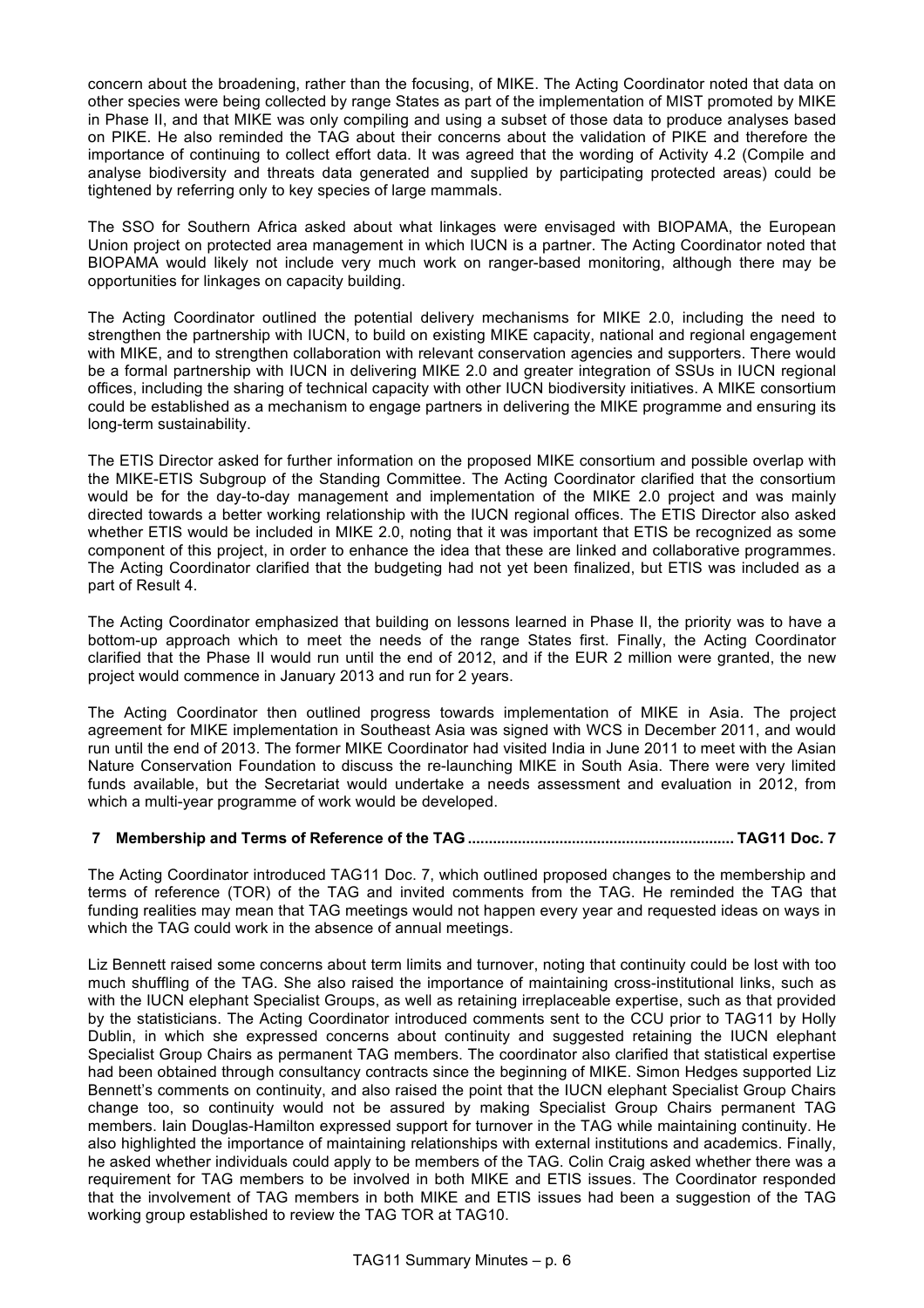concern about the broadening, rather than the focusing, of MIKE. The Acting Coordinator noted that data on other species were being collected by range States as part of the implementation of MIST promoted by MIKE in Phase II, and that MIKE was only compiling and using a subset of those data to produce analyses based on PIKE. He also reminded the TAG about their concerns about the validation of PIKE and therefore the importance of continuing to collect effort data. It was agreed that the wording of Activity 4.2 (Compile and analyse biodiversity and threats data generated and supplied by participating protected areas) could be tightened by referring only to key species of large mammals.

The SSO for Southern Africa asked about what linkages were envisaged with BIOPAMA, the European Union project on protected area management in which IUCN is a partner. The Acting Coordinator noted that BIOPAMA would likely not include very much work on ranger-based monitoring, although there may be opportunities for linkages on capacity building.

The Acting Coordinator outlined the potential delivery mechanisms for MIKE 2.0, including the need to strengthen the partnership with IUCN, to build on existing MIKE capacity, national and regional engagement with MIKE, and to strengthen collaboration with relevant conservation agencies and supporters. There would be a formal partnership with IUCN in delivering MIKE 2.0 and greater integration of SSUs in IUCN regional offices, including the sharing of technical capacity with other IUCN biodiversity initiatives. A MIKE consortium could be established as a mechanism to engage partners in delivering the MIKE programme and ensuring its long-term sustainability.

The ETIS Director asked for further information on the proposed MIKE consortium and possible overlap with the MIKE-ETIS Subgroup of the Standing Committee. The Acting Coordinator clarified that the consortium would be for the day-to-day management and implementation of the MIKE 2.0 project and was mainly directed towards a better working relationship with the IUCN regional offices. The ETIS Director also asked whether ETIS would be included in MIKE 2.0, noting that it was important that ETIS be recognized as some component of this project, in order to enhance the idea that these are linked and collaborative programmes. The Acting Coordinator clarified that the budgeting had not yet been finalized, but ETIS was included as a part of Result 4.

The Acting Coordinator emphasized that building on lessons learned in Phase II, the priority was to have a bottom-up approach which to meet the needs of the range States first. Finally, the Acting Coordinator clarified that the Phase II would run until the end of 2012, and if the EUR 2 million were granted, the new project would commence in January 2013 and run for 2 years.

The Acting Coordinator then outlined progress towards implementation of MIKE in Asia. The project agreement for MIKE implementation in Southeast Asia was signed with WCS in December 2011, and would run until the end of 2013. The former MIKE Coordinator had visited India in June 2011 to meet with the Asian Nature Conservation Foundation to discuss the re-launching MIKE in South Asia. There were very limited funds available, but the Secretariat would undertake a needs assessment and evaluation in 2012, from which a multi-year programme of work would be developed.

## 7 Membership and Terms of Reference of the TAG ............................................................... TAG11 Doc. 7

The Acting Coordinator introduced TAG11 Doc. 7, which outlined proposed changes to the membership and terms of reference (TOR) of the TAG and invited comments from the TAG. He reminded the TAG that funding realities may mean that TAG meetings would not happen every year and requested ideas on ways in which the TAG could work in the absence of annual meetings.

Liz Bennett raised some concerns about term limits and turnover, noting that continuity could be lost with too much shuffling of the TAG. She also raised the importance of maintaining cross-institutional links, such as with the IUCN elephant Specialist Groups, as well as retaining irreplaceable expertise, such as that provided by the statisticians. The Acting Coordinator introduced comments sent to the CCU prior to TAG11 by Holly Dublin, in which she expressed concerns about continuity and suggested retaining the IUCN elephant Specialist Group Chairs as permanent TAG members. The coordinator also clarified that statistical expertise had been obtained through consultancy contracts since the beginning of MIKE. Simon Hedges supported Liz Bennett's comments on continuity, and also raised the point that the IUCN elephant Specialist Group Chairs change too, so continuity would not be assured by making Specialist Group Chairs permanent TAG members. Iain Douglas-Hamilton expressed support for turnover in the TAG while maintaining continuity. He also highlighted the importance of maintaining relationships with external institutions and academics. Finally, he asked whether individuals could apply to be members of the TAG. Colin Craig asked whether there was a requirement for TAG members to be involved in both MIKE and ETIS issues. The Coordinator responded that the involvement of TAG members in both MIKE and ETIS issues had been a suggestion of the TAG working group established to review the TAG TOR at TAG10.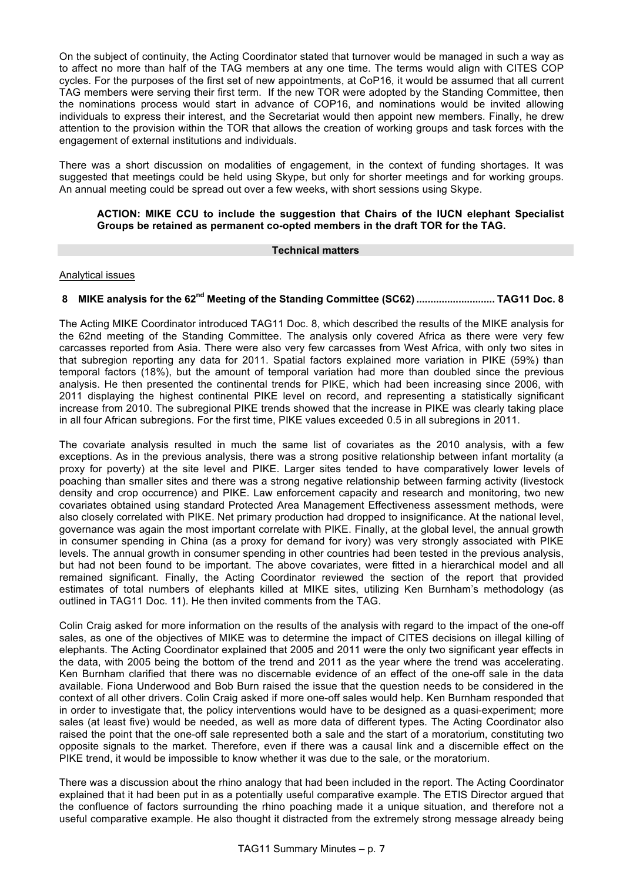On the subject of continuity, the Acting Coordinator stated that turnover would be managed in such a way as to affect no more than half of the TAG members at any one time. The terms would align with CITES COP cycles. For the purposes of the first set of new appointments, at CoP16, it would be assumed that all current TAG members were serving their first term. If the new TOR were adopted by the Standing Committee, then the nominations process would start in advance of COP16, and nominations would be invited allowing individuals to express their interest, and the Secretariat would then appoint new members. Finally, he drew attention to the provision within the TOR that allows the creation of working groups and task forces with the engagement of external institutions and individuals.

There was a short discussion on modalities of engagement, in the context of funding shortages. It was suggested that meetings could be held using Skype, but only for shorter meetings and for working groups. An annual meeting could be spread out over a few weeks, with short sessions using Skype.

> **ACTION: MIKE CCU to include the suggestion that Chairs of the IUCN elephant Specialist Groups be retained as permanent co-opted members in the draft TOR for the TAG.**

## Technical matters

Analytical issues

### 8 MIKE analysis for the 62nd Meeting of the Standing Committee (SC62) ............................ TAG11 Doc. 8

The Acting MIKE Coordinator introduced TAG11 Doc. 8, which described the results of the MIKE analysis for the 62nd meeting of the Standing Committee. The analysis only covered Africa as there were very few carcasses reported from Asia. There were also very few carcasses from West Africa, with only two sites in that subregion reporting any data for 2011. Spatial factors explained more variation in PIKE (59%) than temporal factors (18%), but the amount of temporal variation had more than doubled since the previous analysis. He then presented the continental trends for PIKE, which had been increasing since 2006, with 2011 displaying the highest continental PIKE level on record, and representing a statistically significant increase from 2010. The subregional PIKE trends showed that the increase in PIKE was clearly taking place in all four African subregions. For the first time, PIKE values exceeded 0.5 in all subregions in 2011.

The covariate analysis resulted in much the same list of covariates as the 2010 analysis, with a few exceptions. As in the previous analysis, there was a strong positive relationship between infant mortality (a proxy for poverty) at the site level and PIKE. Larger sites tended to have comparatively lower levels of poaching than smaller sites and there was a strong negative relationship between farming activity (livestock density and crop occurrence) and PIKE. Law enforcement capacity and research and monitoring, two new covariates obtained using standard Protected Area Management Effectiveness assessment methods, were also closely correlated with PIKE. Net primary production had dropped to insignificance. At the national level, governance was again the most important correlate with PIKE. Finally, at the global level, the annual growth in consumer spending in China (as a proxy for demand for ivory) was very strongly associated with PIKE levels. The annual growth in consumer spending in other countries had been tested in the previous analysis, but had not been found to be important. The above covariates, were fitted in a hierarchical model and all remained significant. Finally, the Acting Coordinator reviewed the section of the report that provided estimates of total numbers of elephants killed at MIKE sites, utilizing Ken Burnham's methodology (as outlined in TAG11 Doc. 11). He then invited comments from the TAG.

Colin Craig asked for more information on the results of the analysis with regard to the impact of the one-off sales, as one of the objectives of MIKE was to determine the impact of CITES decisions on illegal killing of elephants. The Acting Coordinator explained that 2005 and 2011 were the only two significant year effects in the data, with 2005 being the bottom of the trend and 2011 as the year where the trend was accelerating. Ken Burnham clarified that there was no discernable evidence of an effect of the one-off sale in the data available. Fiona Underwood and Bob Burn raised the issue that the question needs to be considered in the context of all other drivers. Colin Craig asked if more one-off sales would help. Ken Burnham responded that in order to investigate that, the policy interventions would have to be designed as a quasi-experiment; more sales (at least five) would be needed, as well as more data of different types. The Acting Coordinator also raised the point that the one-off sale represented both a sale and the start of a moratorium, constituting two opposite signals to the market. Therefore, even if there was a causal link and a discernible effect on the PIKE trend, it would be impossible to know whether it was due to the sale, or the moratorium.

There was a discussion about the rhino analogy that had been included in the report. The Acting Coordinator explained that it had been put in as a potentially useful comparative example. The ETIS Director argued that the confluence of factors surrounding the rhino poaching made it a unique situation, and therefore not a useful comparative example. He also thought it distracted from the extremely strong message already being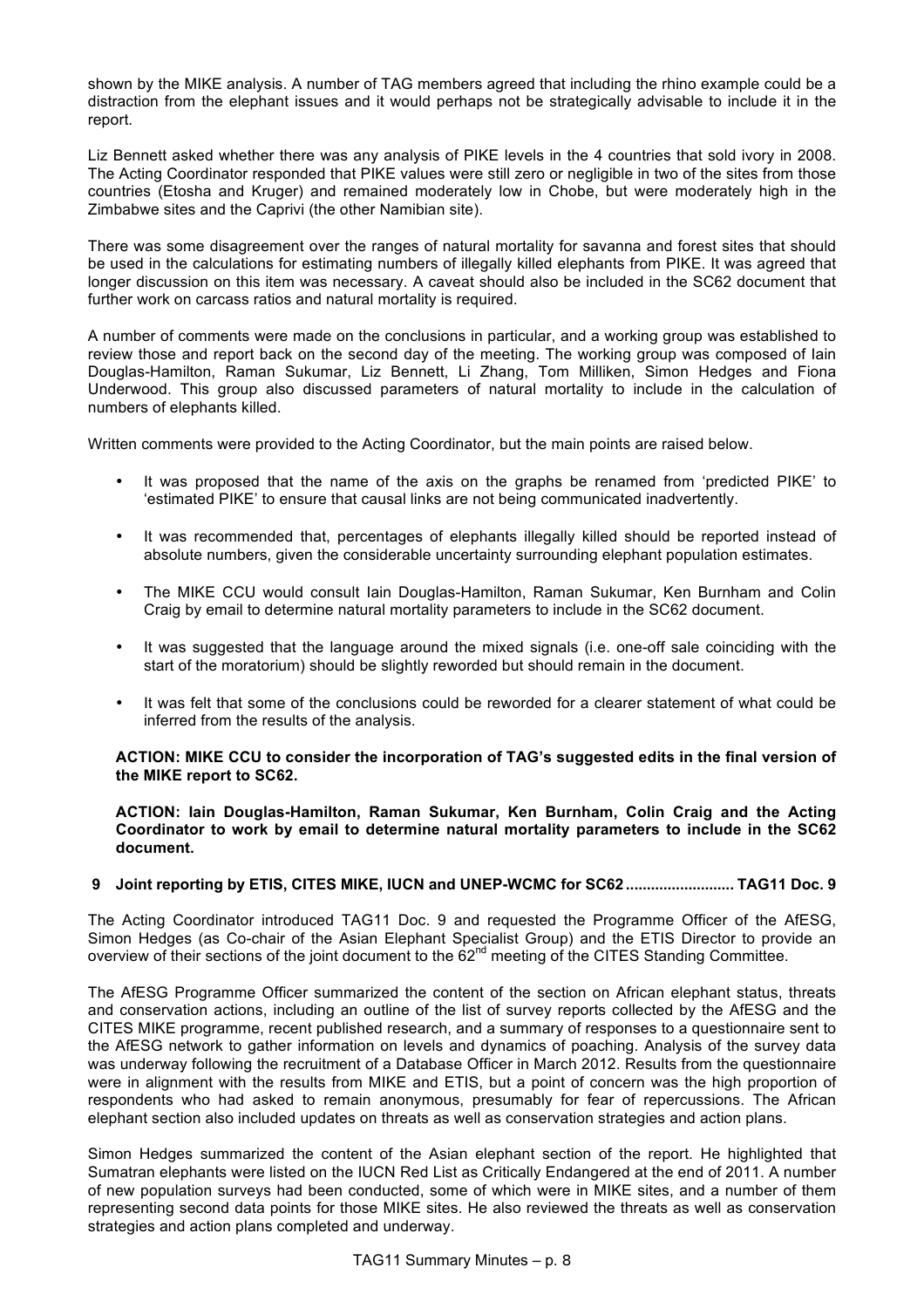shown by the MIKE analysis. A number of TAG members agreed that including the rhino example could be a distraction from the elephant issues and it would perhaps not be strategically advisable to include it in the report.

Liz Bennett asked whether there was any analysis of PIKE levels in the 4 countries that sold ivory in 2008. The Acting Coordinator responded that PIKE values were still zero or negligible in two of the sites from those countries (Etosha and Kruger) and remained moderately low in Chobe, but were moderately high in the Zimbabwe sites and the Caprivi (the other Namibian site).

There was some disagreement over the ranges of natural mortality for savanna and forest sites that should be used in the calculations for estimating numbers of illegally killed elephants from PIKE. It was agreed that longer discussion on this item was necessary. A caveat should also be included in the SC62 document that further work on carcass ratios and natural mortality is required.

A number of comments were made on the conclusions in particular, and a working group was established to review those and report back on the second day of the meeting. The working group was composed of Iain Douglas-Hamilton, Raman Sukumar, Liz Bennett, Li Zhang, Tom Milliken, Simon Hedges and Fiona Underwood. This group also discussed parameters of natural mortality to include in the calculation of numbers of elephants killed.

Written comments were provided to the Acting Coordinator, but the main points are raised below.

- It was proposed that the name of the axis on the graphs be renamed from 'predicted PIKE' to 'estimated PIKE' to ensure that causal links are not being communicated inadvertently.
- It was recommended that, percentages of elephants illegally killed should be reported instead of absolute numbers, given the considerable uncertainty surrounding elephant population estimates.
- The MIKE CCU would consult Iain Douglas-Hamilton, Raman Sukumar, Ken Burnham and Colin Craig by email to determine natural mortality parameters to include in the SC62 document.
- It was suggested that the language around the mixed signals (i.e. one-off sale coinciding with the start of the moratorium) should be slightly reworded but should remain in the document.
- It was felt that some of the conclusions could be reworded for a clearer statement of what could be inferred from the results of the analysis.

**ACTION: MIKE CCU to consider the incorporation of TAG's suggested edits in the final version of the MIKE report to SC62.**

**ACTION: Iain Douglas-Hamilton, Raman Sukumar, Ken Burnham, Colin Craig and the Acting Coordinator to work by email to determine natural mortality parameters to include in the SC62 document.**

## 9 Joint reporting by ETIS, CITES MIKE, IUCN and UNEP-WCMC for SC62 .......................... TAG11 Doc. 9

The Acting Coordinator introduced TAG11 Doc. 9 and requested the Programme Officer of the AfESG, Simon Hedges (as Co-chair of the Asian Elephant Specialist Group) and the ETIS Director to provide an overview of their sections of the joint document to the 62nd meeting of the CITES Standing Committee.

The AfESG Programme Officer summarized the content of the section on African elephant status, threats and conservation actions, including an outline of the list of survey reports collected by the AfESG and the CITES MIKE programme, recent published research, and a summary of responses to a questionnaire sent to the AfESG network to gather information on levels and dynamics of poaching. Analysis of the survey data was underway following the recruitment of a Database Officer in March 2012. Results from the questionnaire were in alignment with the results from MIKE and ETIS, but a point of concern was the high proportion of respondents who had asked to remain anonymous, presumably for fear of repercussions. The African elephant section also included updates on threats as well as conservation strategies and action plans.

Simon Hedges summarized the content of the Asian elephant section of the report. He highlighted that Sumatran elephants were listed on the IUCN Red List as Critically Endangered at the end of 2011. A number of new population surveys had been conducted, some of which were in MIKE sites, and a number of them representing second data points for those MIKE sites. He also reviewed the threats as well as conservation strategies and action plans completed and underway.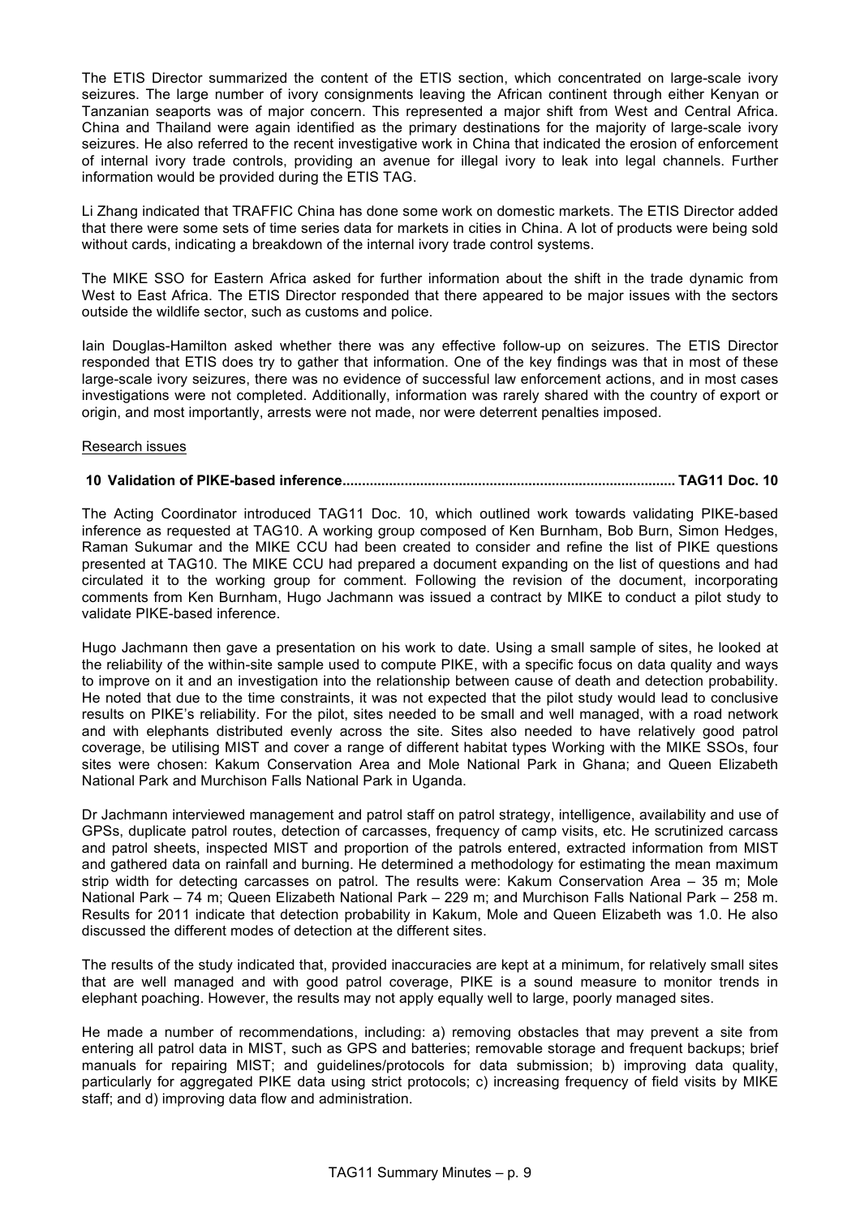The ETIS Director summarized the content of the ETIS section, which concentrated on large-scale ivory seizures. The large number of ivory consignments leaving the African continent through either Kenyan or Tanzanian seaports was of major concern. This represented a major shift from West and Central Africa. China and Thailand were again identified as the primary destinations for the majority of large-scale ivory seizures. He also referred to the recent investigative work in China that indicated the erosion of enforcement of internal ivory trade controls, providing an avenue for illegal ivory to leak into legal channels. Further information would be provided during the ETIS TAG.

Li Zhang indicated that TRAFFIC China has done some work on domestic markets. The ETIS Director added that there were some sets of time series data for markets in cities in China. A lot of products were being sold without cards, indicating a breakdown of the internal ivory trade control systems.

The MIKE SSO for Eastern Africa asked for further information about the shift in the trade dynamic from West to East Africa. The ETIS Director responded that there appeared to be major issues with the sectors outside the wildlife sector, such as customs and police.

Iain Douglas-Hamilton asked whether there was any effective follow-up on seizures. The ETIS Director responded that ETIS does try to gather that information. One of the key findings was that in most of these large-scale ivory seizures, there was no evidence of successful law enforcement actions, and in most cases investigations were not completed. Additionally, information was rarely shared with the country of export or origin, and most importantly, arrests were not made, nor were deterrent penalties imposed.

Research issues

**10 Validation of PIKE-based inference.................................................................................... TAG11 Doc. 10**

The Acting Coordinator introduced TAG11 Doc. 10, which outlined work towards validating PIKE-based inference as requested at TAG10. A working group composed of Ken Burnham, Bob Burn, Simon Hedges, Raman Sukumar and the MIKE CCU had been created to consider and refine the list of PIKE questions presented at TAG10. The MIKE CCU had prepared a document expanding on the list of questions and had circulated it to the working group for comment. Following the revision of the document, incorporating comments from Ken Burnham, Hugo Jachmann was issued a contract by MIKE to conduct a pilot study to validate PIKE-based inference.

Hugo Jachmann then gave a presentation on his work to date. Using a small sample of sites, he looked at the reliability of the within-site sample used to compute PIKE, with a specific focus on data quality and ways to improve on it and an investigation into the relationship between cause of death and detection probability. He noted that due to the time constraints, it was not expected that the pilot study would lead to conclusive results on PIKE's reliability. For the pilot, sites needed to be small and well managed, with a road network and with elephants distributed evenly across the site. Sites also needed to have relatively good patrol coverage, be utilising MIST and cover a range of different habitat types Working with the MIKE SSOs, four sites were chosen: Kakum Conservation Area and Mole National Park in Ghana; and Queen Elizabeth National Park and Murchison Falls National Park in Uganda.

Dr Jachmann interviewed management and patrol staff on patrol strategy, intelligence, availability and use of GPSs, duplicate patrol routes, detection of carcasses, frequency of camp visits, etc. He scrutinized carcass and patrol sheets, inspected MIST and proportion of the patrols entered, extracted information from MIST and gathered data on rainfall and burning. He determined a methodology for estimating the mean maximum strip width for detecting carcasses on patrol. The results were: Kakum Conservation Area – 35 m; Mole National Park – 74 m; Queen Elizabeth National Park – 229 m; and Murchison Falls National Park – 258 m. Results for 2011 indicate that detection probability in Kakum, Mole and Queen Elizabeth was 1.0. He also discussed the different modes of detection at the different sites.

The results of the study indicated that, provided inaccuracies are kept at a minimum, for relatively small sites that are well managed and with good patrol coverage, PIKE is a sound measure to monitor trends in elephant poaching. However, the results may not apply equally well to large, poorly managed sites.

He made a number of recommendations, including: a) removing obstacles that may prevent a site from entering all patrol data in MIST, such as GPS and batteries; removable storage and frequent backups; brief manuals for repairing MIST; and guidelines/protocols for data submission; b) improving data quality, particularly for aggregated PIKE data using strict protocols; c) increasing frequency of field visits by MIKE staff; and d) improving data flow and administration.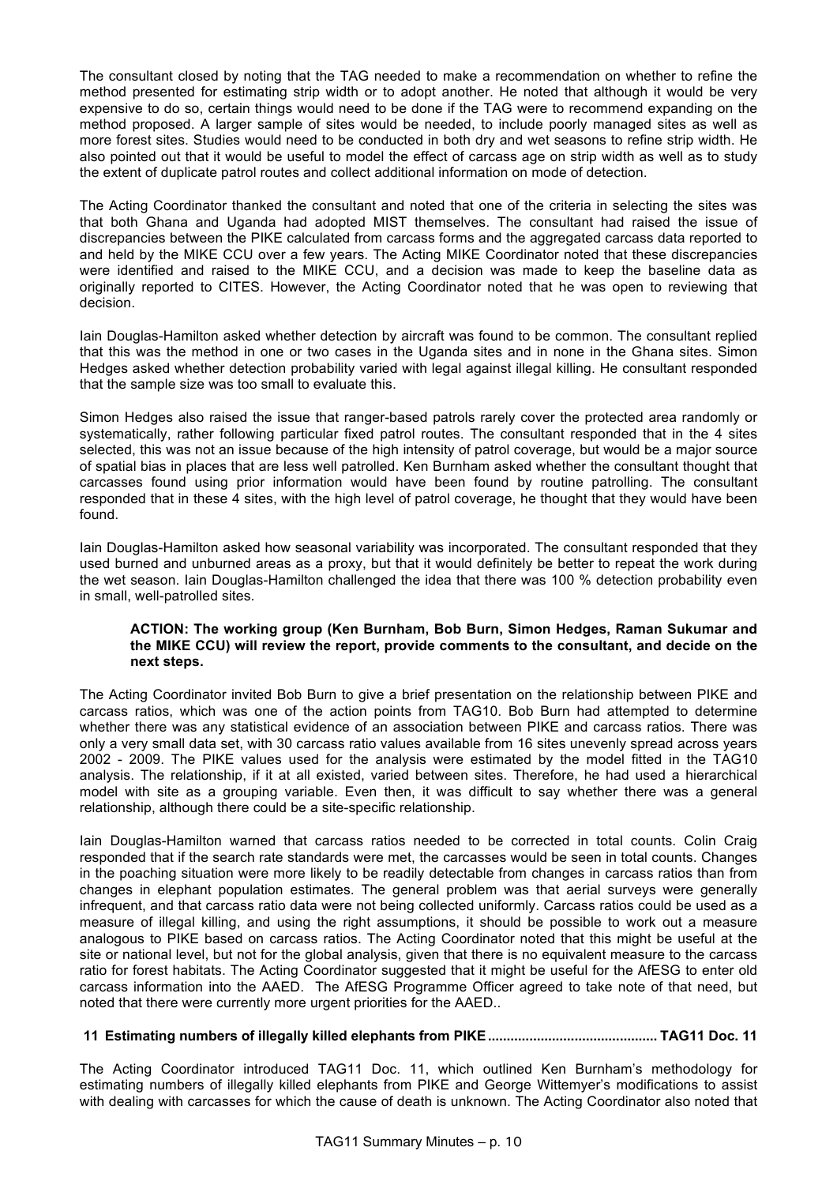The consultant closed by noting that the TAG needed to make a recommendation on whether to refine the method presented for estimating strip width or to adopt another. He noted that although it would be very expensive to do so, certain things would need to be done if the TAG were to recommend expanding on the method proposed. A larger sample of sites would be needed, to include poorly managed sites as well as more forest sites. Studies would need to be conducted in both dry and wet seasons to refine strip width. He also pointed out that it would be useful to model the effect of carcass age on strip width as well as to study the extent of duplicate patrol routes and collect additional information on mode of detection.

The Acting Coordinator thanked the consultant and noted that one of the criteria in selecting the sites was that both Ghana and Uganda had adopted MIST themselves. The consultant had raised the issue of discrepancies between the PIKE calculated from carcass forms and the aggregated carcass data reported to and held by the MIKE CCU over a few years. The Acting MIKE Coordinator noted that these discrepancies were identified and raised to the MIKE CCU, and a decision was made to keep the baseline data as originally reported to CITES. However, the Acting Coordinator noted that he was open to reviewing that decision.

Iain Douglas-Hamilton asked whether detection by aircraft was found to be common. The consultant replied that this was the method in one or two cases in the Uganda sites and in none in the Ghana sites. Simon Hedges asked whether detection probability varied with legal against illegal killing. He consultant responded that the sample size was too small to evaluate this.

Simon Hedges also raised the issue that ranger-based patrols rarely cover the protected area randomly or systematically, rather following particular fixed patrol routes. The consultant responded that in the 4 sites selected, this was not an issue because of the high intensity of patrol coverage, but would be a major source of spatial bias in places that are less well patrolled. Ken Burnham asked whether the consultant thought that carcasses found using prior information would have been found by routine patrolling. The consultant responded that in these 4 sites, with the high level of patrol coverage, he thought that they would have been found.

Iain Douglas-Hamilton asked how seasonal variability was incorporated. The consultant responded that they used burned and unburned areas as a proxy, but that it would definitely be better to repeat the work during the wet season. Iain Douglas-Hamilton challenged the idea that there was 100 % detection probability even in small, well-patrolled sites.

> **ACTION: The working group (Ken Burnham, Bob Burn, Simon Hedges, Raman Sukumar and the MIKE CCU) will review the report, provide comments to the consultant, and decide on the next steps.**

The Acting Coordinator invited Bob Burn to give a brief presentation on the relationship between PIKE and carcass ratios, which was one of the action points from TAG10. Bob Burn had attempted to determine whether there was any statistical evidence of an association between PIKE and carcass ratios. There was only a very small data set, with 30 carcass ratio values available from 16 sites unevenly spread across years 2002 - 2009. The PIKE values used for the analysis were estimated by the model fitted in the TAG10 analysis. The relationship, if it at all existed, varied between sites. Therefore, he had used a hierarchical model with site as a grouping variable. Even then, it was difficult to say whether there was a general relationship, although there could be a site-specific relationship.

Iain Douglas-Hamilton warned that carcass ratios needed to be corrected in total counts. Colin Craig responded that if the search rate standards were met, the carcasses would be seen in total counts. Changes in the poaching situation were more likely to be readily detectable from changes in carcass ratios than from changes in elephant population estimates. The general problem was that aerial surveys were generally infrequent, and that carcass ratio data were not being collected uniformly. Carcass ratios could be used as a measure of illegal killing, and using the right assumptions, it should be possible to work out a measure analogous to PIKE based on carcass ratios. The Acting Coordinator noted that this might be useful at the site or national level, but not for the global analysis, given that there is no equivalent measure to the carcass ratio for forest habitats. The Acting Coordinator suggested that it might be useful for the AfESG to enter old carcass information into the AAED. The AfESG Programme Officer agreed to take note of that need, but noted that there were currently more urgent priorities for the AAED..

## 11 Estimating numbers of illegally killed elephants from PIKE ............................................ TAG11 Doc. 11

The Acting Coordinator introduced TAG11 Doc. 11, which outlined Ken Burnham's methodology for estimating numbers of illegally killed elephants from PIKE and George Wittemyer's modifications to assist with dealing with carcasses for which the cause of death is unknown. The Acting Coordinator also noted that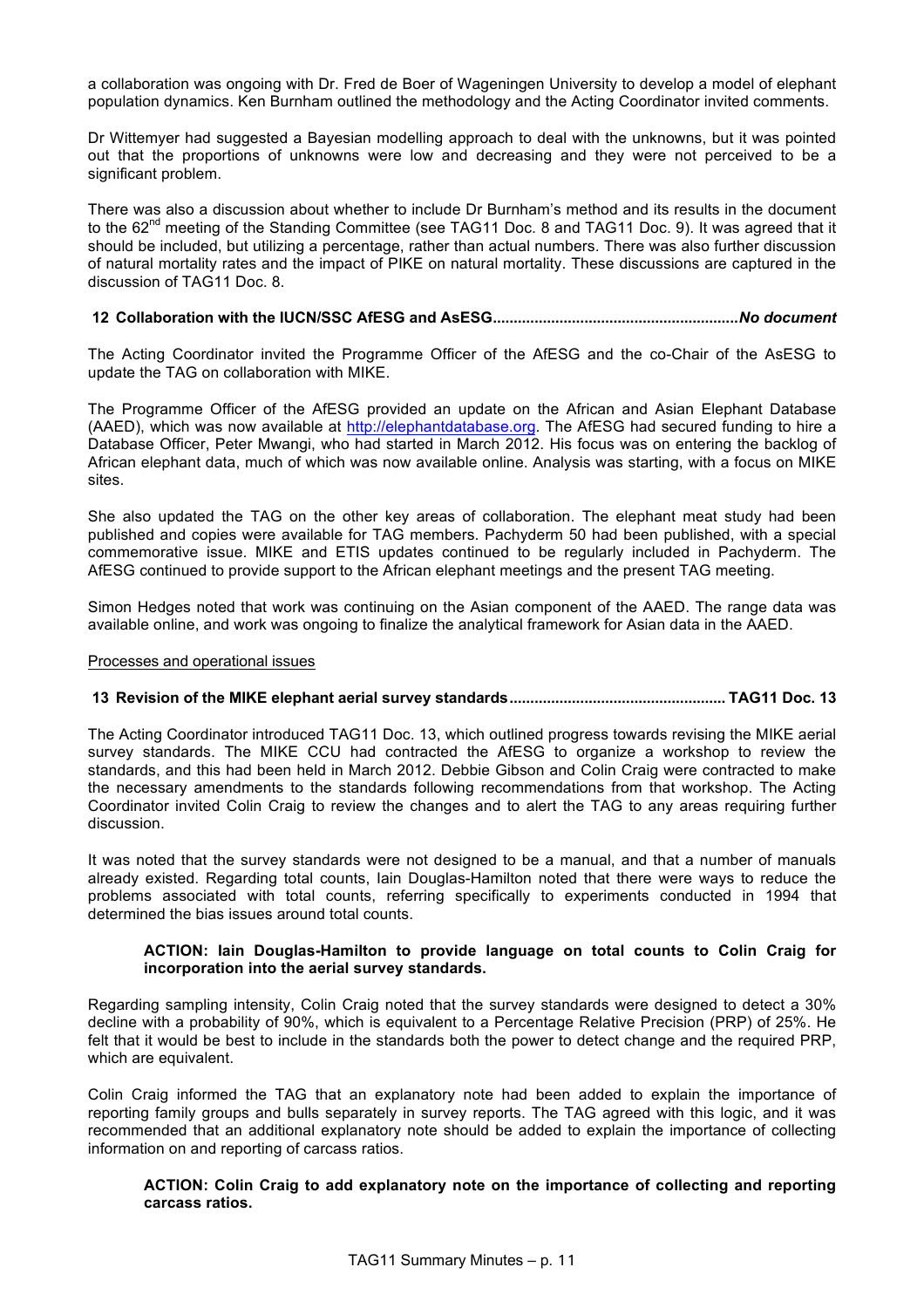a collaboration was ongoing with Dr. Fred de Boer of Wageningen University to develop a model of elephant population dynamics. Ken Burnham outlined the methodology and the Acting Coordinator invited comments.

Dr Wittemyer had suggested a Bayesian modelling approach to deal with the unknowns, but it was pointed out that the proportions of unknowns were low and decreasing and they were not perceived to be a significant problem.

There was also a discussion about whether to include Dr Burnham's method and its results in the document to the 62nd meeting of the Standing Committee (see TAG11 Doc. 8 and TAG11 Doc. 9). It was agreed that it should be included, but utilizing a percentage, rather than actual numbers. There was also further discussion of natural mortality rates and the impact of PIKE on natural mortality. These discussions are captured in the discussion of TAG11 Doc. 8.

**12 Collaboration with the IUCN/SSC AfESG and AsESG..........................................................*No document***

The Acting Coordinator invited the Programme Officer of the AfESG and the co-Chair of the AsESG to update the TAG on collaboration with MIKE.

The Programme Officer of the AfESG provided an update on the African and Asian Elephant Database (AAED), which was now available at http://elephantdatabase.org. The AfESG had secured funding to hire a Database Officer, Peter Mwangi, who had started in March 2012. His focus was on entering the backlog of African elephant data, much of which was now available online. Analysis was starting, with a focus on MIKE sites.

She also updated the TAG on the other key areas of collaboration. The elephant meat study had been published and copies were available for TAG members. Pachyderm 50 had been published, with a special commemorative issue. MIKE and ETIS updates continued to be regularly included in Pachyderm. The AfESG continued to provide support to the African elephant meetings and the present TAG meeting.

Simon Hedges noted that work was continuing on the Asian component of the AAED. The range data was available online, and work was ongoing to finalize the analytical framework for Asian data in the AAED.

Processes and operational issues

**13 Revision of the MIKE elephant aerial survey standards................................................... TAG11 Doc. 13**

The Acting Coordinator introduced TAG11 Doc. 13, which outlined progress towards revising the MIKE aerial survey standards. The MIKE CCU had contracted the AfESG to organize a workshop to review the standards, and this had been held in March 2012. Debbie Gibson and Colin Craig were contracted to make the necessary amendments to the standards following recommendations from that workshop. The Acting Coordinator invited Colin Craig to review the changes and to alert the TAG to any areas requiring further discussion.

It was noted that the survey standards were not designed to be a manual, and that a number of manuals already existed. Regarding total counts, Iain Douglas-Hamilton noted that there were ways to reduce the problems associated with total counts, referring specifically to experiments conducted in 1994 that determined the bias issues around total counts.

> **ACTION: Iain Douglas-Hamilton to provide language on total counts to Colin Craig for incorporation into the aerial survey standards.**

Regarding sampling intensity, Colin Craig noted that the survey standards were designed to detect a 30% decline with a probability of 90%, which is equivalent to a Percentage Relative Precision (PRP) of 25%. He felt that it would be best to include in the standards both the power to detect change and the required PRP, which are equivalent.

Colin Craig informed the TAG that an explanatory note had been added to explain the importance of reporting family groups and bulls separately in survey reports. The TAG agreed with this logic, and it was recommended that an additional explanatory note should be added to explain the importance of collecting information on and reporting of carcass ratios.

> **ACTION: Colin Craig to add explanatory note on the importance of collecting and reporting carcass ratios.**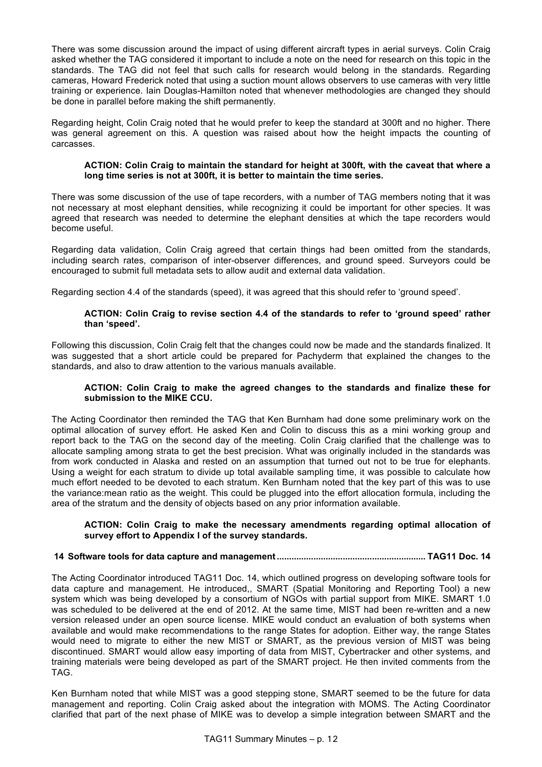There was some discussion around the impact of using different aircraft types in aerial surveys. Colin Craig asked whether the TAG considered it important to include a note on the need for research on this topic in the standards. The TAG did not feel that such calls for research would belong in the standards. Regarding cameras, Howard Frederick noted that using a suction mount allows observers to use cameras with very little training or experience. Iain Douglas-Hamilton noted that whenever methodologies are changed they should be done in parallel before making the shift permanently.

Regarding height, Colin Craig noted that he would prefer to keep the standard at 300ft and no higher. There was general agreement on this. A question was raised about how the height impacts the counting of carcasses.

> **ACTION: Colin Craig to maintain the standard for height at 300ft, with the caveat that where a long time series is not at 300ft, it is better to maintain the time series.**

There was some discussion of the use of tape recorders, with a number of TAG members noting that it was not necessary at most elephant densities, while recognizing it could be important for other species. It was agreed that research was needed to determine the elephant densities at which the tape recorders would become useful.

Regarding data validation, Colin Craig agreed that certain things had been omitted from the standards, including search rates, comparison of inter-observer differences, and ground speed. Surveyors could be encouraged to submit full metadata sets to allow audit and external data validation.

Regarding section 4.4 of the standards (speed), it was agreed that this should refer to 'ground speed'.

> **ACTION: Colin Craig to revise section 4.4 of the standards to refer to 'ground speed' rather than 'speed'.**

Following this discussion, Colin Craig felt that the changes could now be made and the standards finalized. It was suggested that a short article could be prepared for Pachyderm that explained the changes to the standards, and also to draw attention to the various manuals available.

> **ACTION: Colin Craig to make the agreed changes to the standards and finalize these for submission to the MIKE CCU.**

The Acting Coordinator then reminded the TAG that Ken Burnham had done some preliminary work on the optimal allocation of survey effort. He asked Ken and Colin to discuss this as a mini working group and report back to the TAG on the second day of the meeting. Colin Craig clarified that the challenge was to allocate sampling among strata to get the best precision. What was originally included in the standards was from work conducted in Alaska and rested on an assumption that turned out not to be true for elephants. Using a weight for each stratum to divide up total available sampling time, it was possible to calculate how much effort needed to be devoted to each stratum. Ken Burnham noted that the key part of this was to use the variance:mean ratio as the weight. This could be plugged into the effort allocation formula, including the area of the stratum and the density of objects based on any prior information available.

> **ACTION: Colin Craig to make the necessary amendments regarding optimal allocation of survey effort to Appendix I of the survey standards.**

## 14 Software tools for data capture and management ............................................................ TAG11 Doc. 14

The Acting Coordinator introduced TAG11 Doc. 14, which outlined progress on developing software tools for data capture and management. He introduced,, SMART (Spatial Monitoring and Reporting Tool) a new system which was being developed by a consortium of NGOs with partial support from MIKE. SMART 1.0 was scheduled to be delivered at the end of 2012. At the same time, MIST had been re-written and a new version released under an open source license. MIKE would conduct an evaluation of both systems when available and would make recommendations to the range States for adoption. Either way, the range States would need to migrate to either the new MIST or SMART, as the previous version of MIST was being discontinued. SMART would allow easy importing of data from MIST, Cybertracker and other systems, and training materials were being developed as part of the SMART project. He then invited comments from the TAG.

Ken Burnham noted that while MIST was a good stepping stone, SMART seemed to be the future for data management and reporting. Colin Craig asked about the integration with MOMS. The Acting Coordinator clarified that part of the next phase of MIKE was to develop a simple integration between SMART and the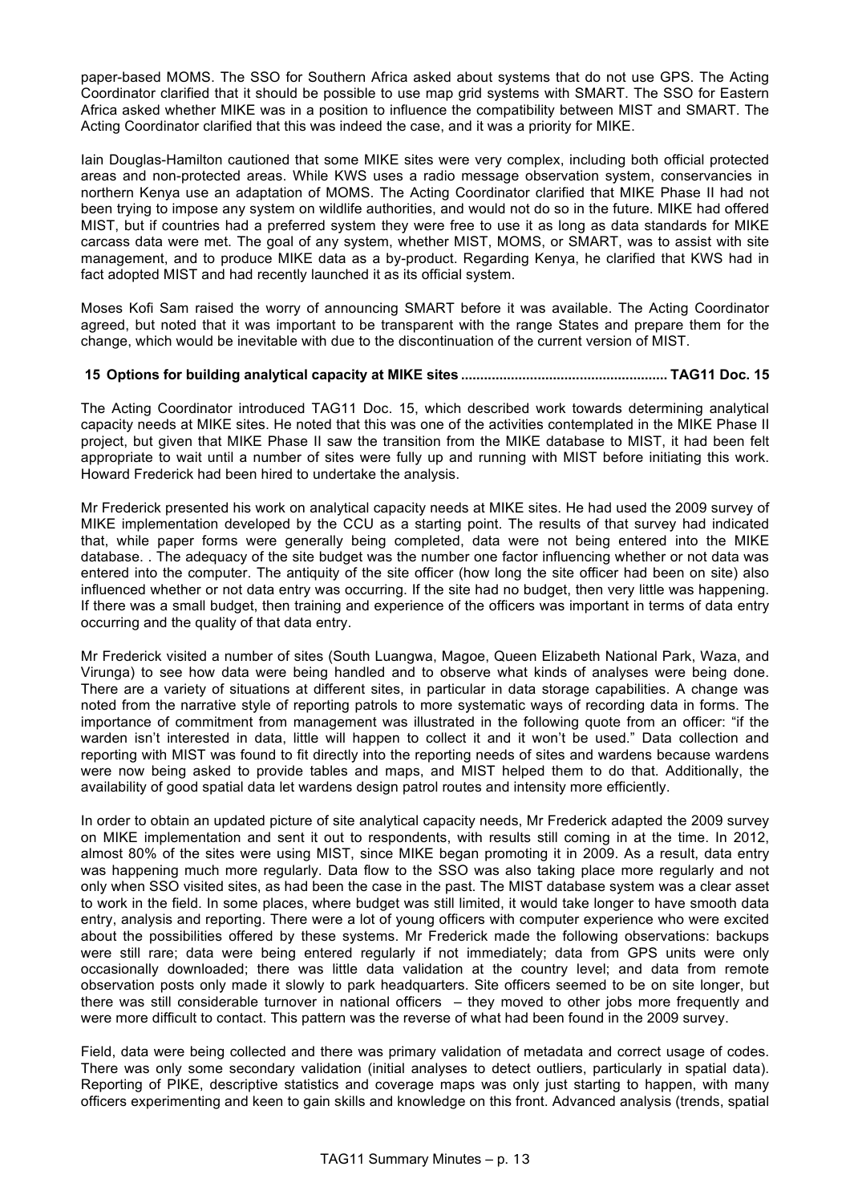paper-based MOMS. The SSO for Southern Africa asked about systems that do not use GPS. The Acting Coordinator clarified that it should be possible to use map grid systems with SMART. The SSO for Eastern Africa asked whether MIKE was in a position to influence the compatibility between MIST and SMART. The Acting Coordinator clarified that this was indeed the case, and it was a priority for MIKE.

Iain Douglas-Hamilton cautioned that some MIKE sites were very complex, including both official protected areas and non-protected areas. While KWS uses a radio message observation system, conservancies in northern Kenya use an adaptation of MOMS. The Acting Coordinator clarified that MIKE Phase II had not been trying to impose any system on wildlife authorities, and would not do so in the future. MIKE had offered MIST, but if countries had a preferred system they were free to use it as long as data standards for MIKE carcass data were met. The goal of any system, whether MIST, MOMS, or SMART, was to assist with site management, and to produce MIKE data as a by-product. Regarding Kenya, he clarified that KWS had in fact adopted MIST and had recently launched it as its official system.

Moses Kofi Sam raised the worry of announcing SMART before it was available. The Acting Coordinator agreed, but noted that it was important to be transparent with the range States and prepare them for the change, which would be inevitable with due to the discontinuation of the current version of MIST.

## 15 Options for building analytical capacity at MIKE sites ..................................................... TAG11 Doc. 15

The Acting Coordinator introduced TAG11 Doc. 15, which described work towards determining analytical capacity needs at MIKE sites. He noted that this was one of the activities contemplated in the MIKE Phase II project, but given that MIKE Phase II saw the transition from the MIKE database to MIST, it had been felt appropriate to wait until a number of sites were fully up and running with MIST before initiating this work. Howard Frederick had been hired to undertake the analysis.

Mr Frederick presented his work on analytical capacity needs at MIKE sites. He had used the 2009 survey of MIKE implementation developed by the CCU as a starting point. The results of that survey had indicated that, while paper forms were generally being completed, data were not being entered into the MIKE database. . The adequacy of the site budget was the number one factor influencing whether or not data was entered into the computer. The antiquity of the site officer (how long the site officer had been on site) also influenced whether or not data entry was occurring. If the site had no budget, then very little was happening. If there was a small budget, then training and experience of the officers was important in terms of data entry occurring and the quality of that data entry.

Mr Frederick visited a number of sites (South Luangwa, Magoe, Queen Elizabeth National Park, Waza, and Virunga) to see how data were being handled and to observe what kinds of analyses were being done. There are a variety of situations at different sites, in particular in data storage capabilities. A change was noted from the narrative style of reporting patrols to more systematic ways of recording data in forms. The importance of commitment from management was illustrated in the following quote from an officer: "if the warden isn't interested in data, little will happen to collect it and it won't be used." Data collection and reporting with MIST was found to fit directly into the reporting needs of sites and wardens because wardens were now being asked to provide tables and maps, and MIST helped them to do that. Additionally, the availability of good spatial data let wardens design patrol routes and intensity more efficiently.

In order to obtain an updated picture of site analytical capacity needs, Mr Frederick adapted the 2009 survey on MIKE implementation and sent it out to respondents, with results still coming in at the time. In 2012, almost 80% of the sites were using MIST, since MIKE began promoting it in 2009. As a result, data entry was happening much more regularly. Data flow to the SSO was also taking place more regularly and not only when SSO visited sites, as had been the case in the past. The MIST database system was a clear asset to work in the field. In some places, where budget was still limited, it would take longer to have smooth data entry, analysis and reporting. There were a lot of young officers with computer experience who were excited about the possibilities offered by these systems. Mr Frederick made the following observations: backups were still rare; data were being entered regularly if not immediately; data from GPS units were only occasionally downloaded; there was little data validation at the country level; and data from remote observation posts only made it slowly to park headquarters. Site officers seemed to be on site longer, but there was still considerable turnover in national officers – they moved to other jobs more frequently and were more difficult to contact. This pattern was the reverse of what had been found in the 2009 survey.

Field, data were being collected and there was primary validation of metadata and correct usage of codes. There was only some secondary validation (initial analyses to detect outliers, particularly in spatial data). Reporting of PIKE, descriptive statistics and coverage maps was only just starting to happen, with many officers experimenting and keen to gain skills and knowledge on this front. Advanced analysis (trends, spatial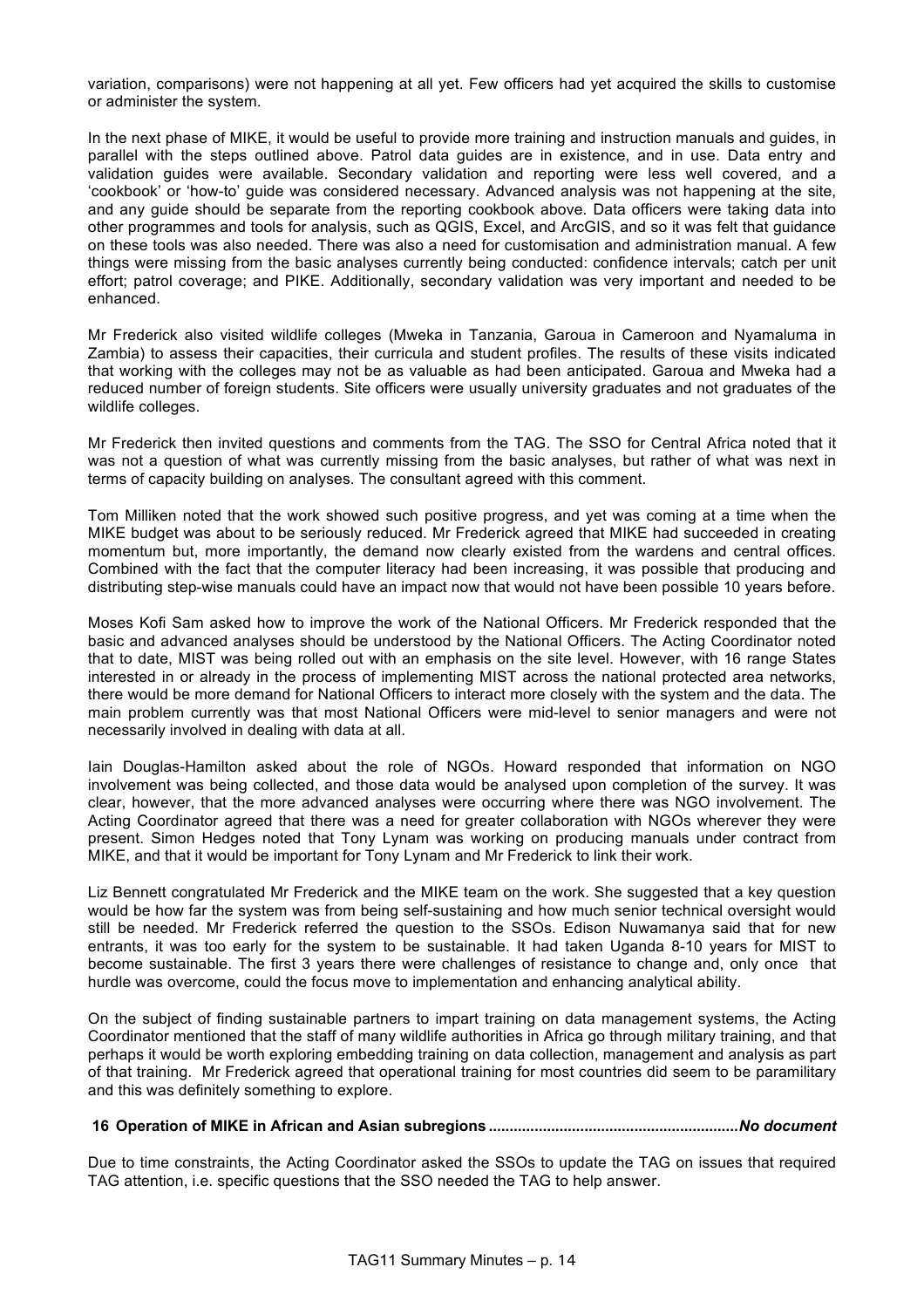variation, comparisons) were not happening at all yet. Few officers had yet acquired the skills to customise or administer the system.

In the next phase of MIKE, it would be useful to provide more training and instruction manuals and guides, in parallel with the steps outlined above. Patrol data guides are in existence, and in use. Data entry and validation guides were available. Secondary validation and reporting were less well covered, and a 'cookbook' or 'how-to' guide was considered necessary. Advanced analysis was not happening at the site, and any guide should be separate from the reporting cookbook above. Data officers were taking data into other programmes and tools for analysis, such as QGIS, Excel, and ArcGIS, and so it was felt that guidance on these tools was also needed. There was also a need for customisation and administration manual. A few things were missing from the basic analyses currently being conducted: confidence intervals; catch per unit effort; patrol coverage; and PIKE. Additionally, secondary validation was very important and needed to be enhanced.

Mr Frederick also visited wildlife colleges (Mweka in Tanzania, Garoua in Cameroon and Nyamaluma in Zambia) to assess their capacities, their curricula and student profiles. The results of these visits indicated that working with the colleges may not be as valuable as had been anticipated. Garoua and Mweka had a reduced number of foreign students. Site officers were usually university graduates and not graduates of the wildlife colleges.

Mr Frederick then invited questions and comments from the TAG. The SSO for Central Africa noted that it was not a question of what was currently missing from the basic analyses, but rather of what was next in terms of capacity building on analyses. The consultant agreed with this comment.

Tom Milliken noted that the work showed such positive progress, and yet was coming at a time when the MIKE budget was about to be seriously reduced. Mr Frederick agreed that MIKE had succeeded in creating momentum but, more importantly, the demand now clearly existed from the wardens and central offices. Combined with the fact that the computer literacy had been increasing, it was possible that producing and distributing step-wise manuals could have an impact now that would not have been possible 10 years before.

Moses Kofi Sam asked how to improve the work of the National Officers. Mr Frederick responded that the basic and advanced analyses should be understood by the National Officers. The Acting Coordinator noted that to date, MIST was being rolled out with an emphasis on the site level. However, with 16 range States interested in or already in the process of implementing MIST across the national protected area networks, there would be more demand for National Officers to interact more closely with the system and the data. The main problem currently was that most National Officers were mid-level to senior managers and were not necessarily involved in dealing with data at all.

Iain Douglas-Hamilton asked about the role of NGOs. Howard responded that information on NGO involvement was being collected, and those data would be analysed upon completion of the survey. It was clear, however, that the more advanced analyses were occurring where there was NGO involvement. The Acting Coordinator agreed that there was a need for greater collaboration with NGOs wherever they were present. Simon Hedges noted that Tony Lynam was working on producing manuals under contract from MIKE, and that it would be important for Tony Lynam and Mr Frederick to link their work.

Liz Bennett congratulated Mr Frederick and the MIKE team on the work. She suggested that a key question would be how far the system was from being self-sustaining and how much senior technical oversight would still be needed. Mr Frederick referred the question to the SSOs. Edison Nuwamanya said that for new entrants, it was too early for the system to be sustainable. It had taken Uganda 8-10 years for MIST to become sustainable. The first 3 years there were challenges of resistance to change and, only once that hurdle was overcome, could the focus move to implementation and enhancing analytical ability.

On the subject of finding sustainable partners to impart training on data management systems, the Acting Coordinator mentioned that the staff of many wildlife authorities in Africa go through military training, and that perhaps it would be worth exploring embedding training on data collection, management and analysis as part of that training. Mr Frederick agreed that operational training for most countries did seem to be paramilitary and this was definitely something to explore.

**16 Operation of MIKE in African and Asian subregions ........................................................... *No document***

Due to time constraints, the Acting Coordinator asked the SSOs to update the TAG on issues that required TAG attention, i.e. specific questions that the SSO needed the TAG to help answer.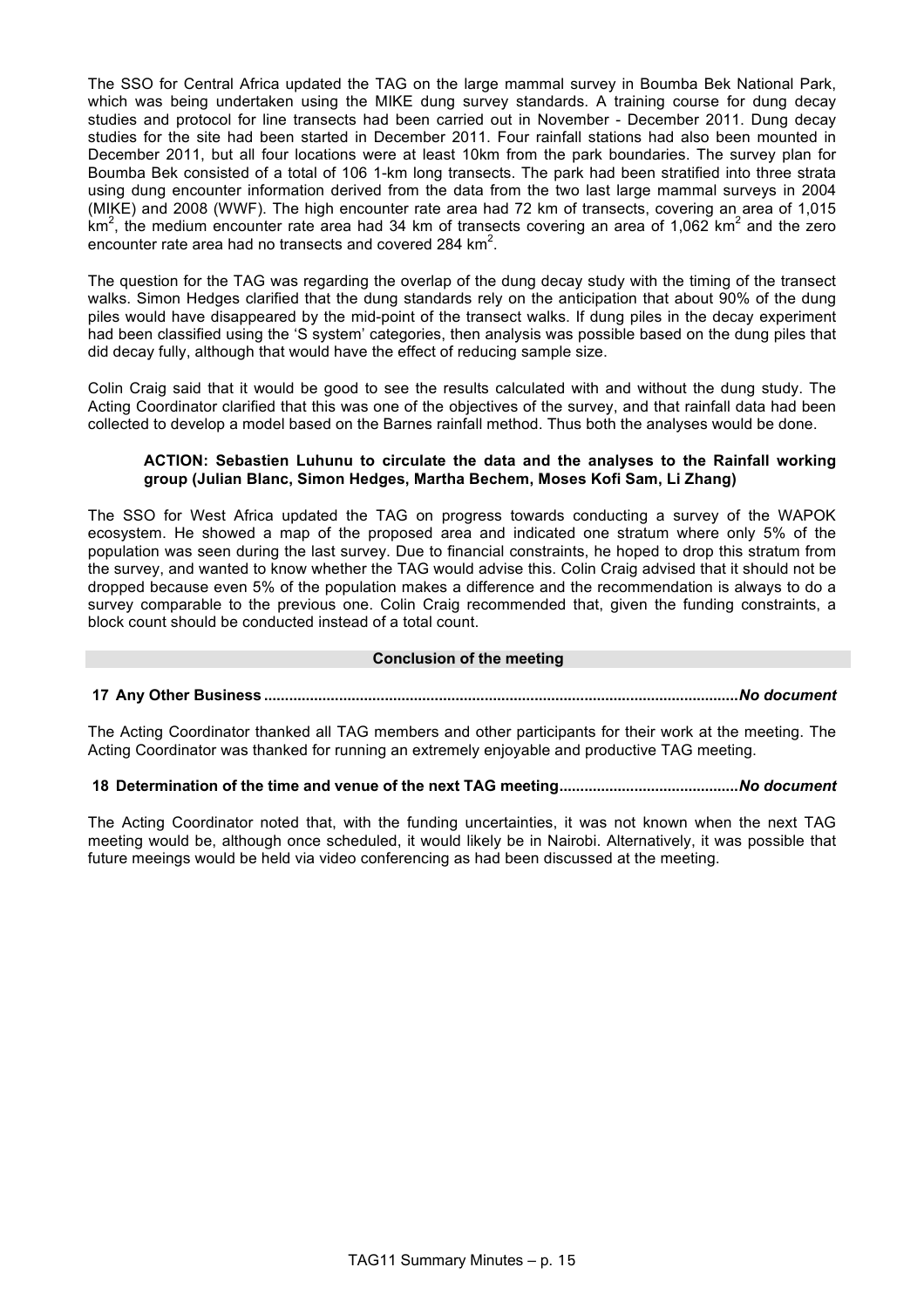The SSO for Central Africa updated the TAG on the large mammal survey in Boumba Bek National Park, which was being undertaken using the MIKE dung survey standards. A training course for dung decay studies and protocol for line transects had been carried out in November - December 2011. Dung decay studies for the site had been started in December 2011. Four rainfall stations had also been mounted in December 2011, but all four locations were at least 10km from the park boundaries. The survey plan for Boumba Bek consisted of a total of 106 1-km long transects. The park had been stratified into three strata using dung encounter information derived from the data from the two last large mammal surveys in 2004 (MIKE) and 2008 (WWF). The high encounter rate area had 72 km of transects, covering an area of 1,015 $km^2$, the medium encounter rate area had 34 km of transects covering an area of 1,062 $km^2$ and the zero encounter rate area had no transects and covered 284 $km^2$.

The question for the TAG was regarding the overlap of the dung decay study with the timing of the transect walks. Simon Hedges clarified that the dung standards rely on the anticipation that about 90% of the dung piles would have disappeared by the mid-point of the transect walks. If dung piles in the decay experiment had been classified using the 'S system' categories, then analysis was possible based on the dung piles that did decay fully, although that would have the effect of reducing sample size.

Colin Craig said that it would be good to see the results calculated with and without the dung study. The Acting Coordinator clarified that this was one of the objectives of the survey, and that rainfall data had been collected to develop a model based on the Barnes rainfall method. Thus both the analyses would be done.

> **ACTION: Sebastien Luhunu to circulate the data and the analyses to the Rainfall working group (Julian Blanc, Simon Hedges, Martha Bechem, Moses Kofi Sam, Li Zhang)**

The SSO for West Africa updated the TAG on progress towards conducting a survey of the WAPOK ecosystem. He showed a map of the proposed area and indicated one stratum where only 5% of the population was seen during the last survey. Due to financial constraints, he hoped to drop this stratum from the survey, and wanted to know whether the TAG would advise this. Colin Craig advised that it should not be dropped because even 5% of the population makes a difference and the recommendation is always to do a survey comparable to the previous one. Colin Craig recommended that, given the funding constraints, a block count should be conducted instead of a total count.

## Conclusion of the meeting

### 17 Any Other Business ................................................................................................................*No document*

The Acting Coordinator thanked all TAG members and other participants for their work at the meeting. The Acting Coordinator was thanked for running an extremely enjoyable and productive TAG meeting.

### 18 Determination of the time and venue of the next TAG meeting..........................................*No document*

The Acting Coordinator noted that, with the funding uncertainties, it was not known when the next TAG meeting would be, although once scheduled, it would likely be in Nairobi. Alternatively, it was possible that future meeings would be held via video conferencing as had been discussed at the meeting.